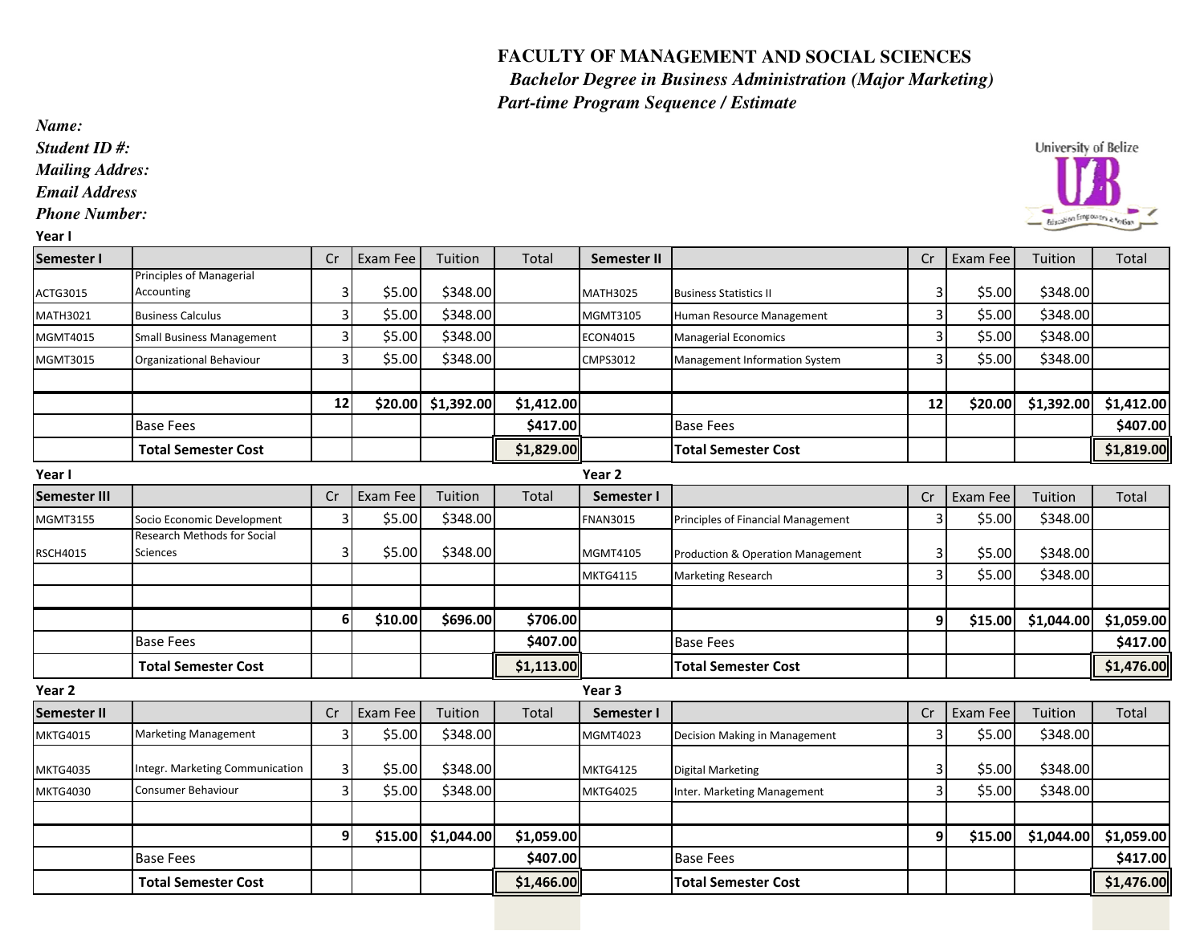# FACULTY OF MANAGEMENT AND SOCIAL SCIENCES

## *Bachelor Degree in Business Administration (Major Marketing)*

### *Part-time Program Sequence / Estimate*

***Name:***
***Student ID #:***
***Mailing Addres:***
***Email Address***
***Phone Number:***

**Year I**

| **Semester I** | | Cr | Exam Fee | Tuition | Total | **Semester II** | | Cr | Exam Fee | Tuition | Total |
|---|---|---|---|---|---|---|---|---|---|---|---|
| ACTG3015 | Principles of Managerial Accounting | 3 | $5.00 | $348.00 | | MATH3025 | Business Statistics II | 3 | $5.00 | $348.00 | |
| MATH3021 | Business Calculus | 3 | $5.00 | $348.00 | | MGMT3105 | Human Resource Management | 3 | $5.00 | $348.00 | |
| MGMT4015 | Small Business Management | 3 | $5.00 | $348.00 | | ECON4015 | Managerial Economics | 3 | $5.00 | $348.00 | |
| MGMT3015 | Organizational Behaviour | 3 | $5.00 | $348.00 | | CMPS3012 | Management Information System | 3 | $5.00 | $348.00 | |
| | | | | | | | | | | | |
| | | **12** | **$20.00** | **$1,392.00** | **$1,412.00** | | | **12** | **$20.00** | **$1,392.00** | **$1,412.00** |
| | Base Fees | | | | **$417.00** | | Base Fees | | | | **$407.00** |
| | **Total Semester Cost** | | | | **$1,829.00** | | **Total Semester Cost** | | | | **$1,819.00** |

**Year I** / **Year 2**

| **Semester III** | | Cr | Exam Fee | Tuition | Total | **Semester I** | | Cr | Exam Fee | Tuition | Total |
|---|---|---|---|---|---|---|---|---|---|---|---|
| MGMT3155 | Socio Economic Development | 3 | $5.00 | $348.00 | | FNAN3015 | Principles of Financial Management | 3 | $5.00 | $348.00 | |
| RSCH4015 | Research Methods for Social Sciences | 3 | $5.00 | $348.00 | | MGMT4105 | Production & Operation Management | 3 | $5.00 | $348.00 | |
| | | | | | | MKTG4115 | Marketing Research | 3 | $5.00 | $348.00 | |
| | | | | | | | | | | | |
| | | **6** | **$10.00** | **$696.00** | **$706.00** | | | **9** | **$15.00** | **$1,044.00** | **$1,059.00** |
| | Base Fees | | | | **$407.00** | | Base Fees | | | | **$417.00** |
| | **Total Semester Cost** | | | | **$1,113.00** | | **Total Semester Cost** | | | | **$1,476.00** |

**Year 2** / **Year 3**

| **Semester II** | | Cr | Exam Fee | Tuition | Total | **Semester I** | | Cr | Exam Fee | Tuition | Total |
|---|---|---|---|---|---|---|---|---|---|---|---|
| MKTG4015 | Marketing Management | 3 | $5.00 | $348.00 | | MGMT4023 | Decision Making in Management | 3 | $5.00 | $348.00 | |
| MKTG4035 | Integr. Marketing Communication | 3 | $5.00 | $348.00 | | MKTG4125 | Digital Marketing | 3 | $5.00 | $348.00 | |
| MKTG4030 | Consumer Behaviour | 3 | $5.00 | $348.00 | | MKTG4025 | Inter. Marketing Management | 3 | $5.00 | $348.00 | |
| | | | | | | | | | | | |
| | | **9** | **$15.00** | **$1,044.00** | **$1,059.00** | | | **9** | **$15.00** | **$1,044.00** | **$1,059.00** |
| | Base Fees | | | | **$407.00** | | Base Fees | | | | **$417.00** |
| | **Total Semester Cost** | | | | **$1,466.00** | | **Total Semester Cost** | | | | **$1,476.00** |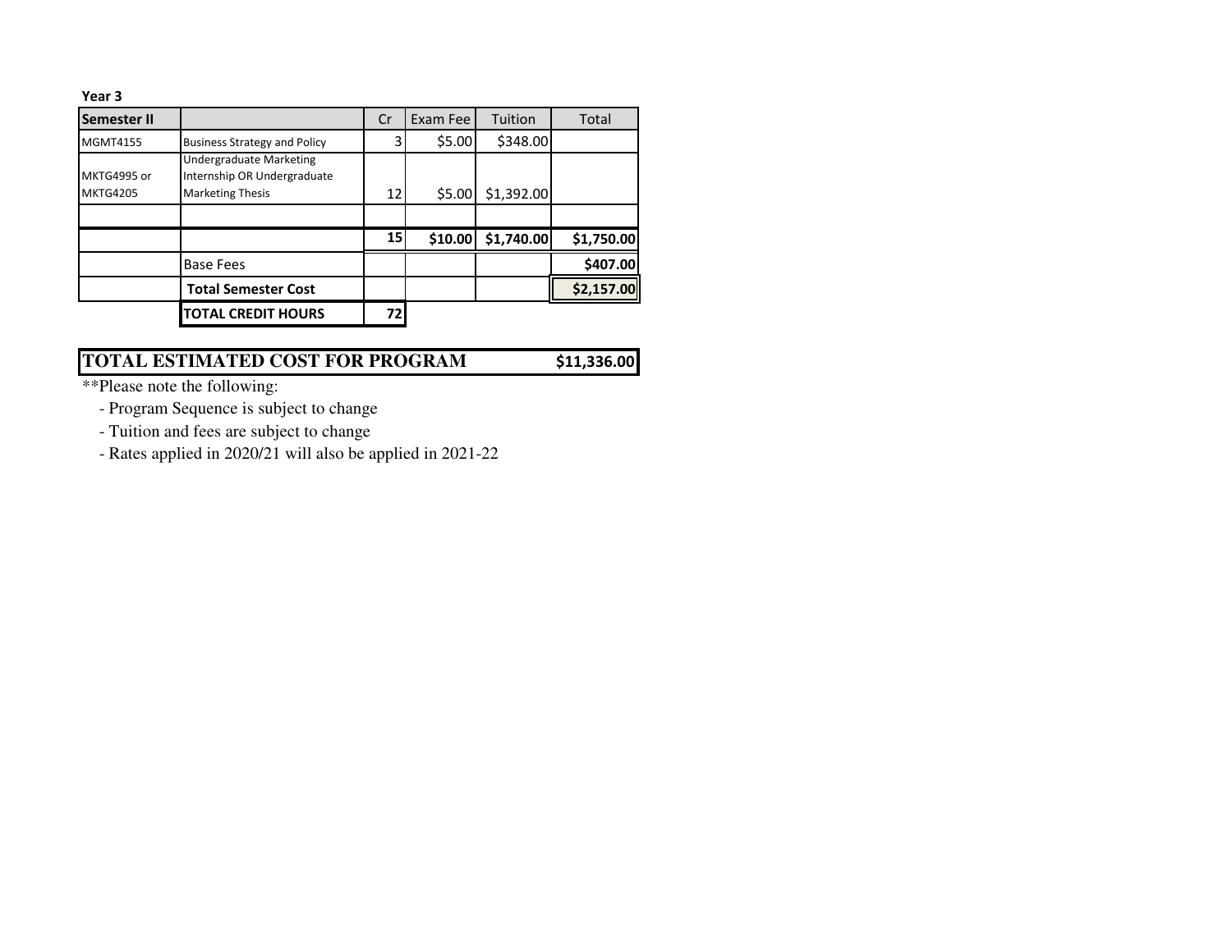**Year 3**

| Semester II | | Cr | Exam Fee | Tuition | Total |
|---|---|---|---|---|---|
| MGMT4155 | Business Strategy and Policy | 3 | $5.00 | $348.00 | |
| MKTG4995 or MKTG4205 | Undergraduate Marketing Internship OR Undergraduate Marketing Thesis | 12 | $5.00 | $1,392.00 | |
| | | | | | |
| | | **15** | **$10.00** | **$1,740.00** | **$1,750.00** |
| | Base Fees | | | | **$407.00** |
| | **Total Semester Cost** | | | | **$2,157.00** |
| | **TOTAL CREDIT HOURS** | **72** | | | |

| | |
|---|---|
| **TOTAL ESTIMATED COST FOR PROGRAM** | **$11,336.00** |

**Please note the following:

- Program Sequence is subject to change
- Tuition and fees are subject to change
- Rates applied in 2020/21 will also be applied in 2021-22